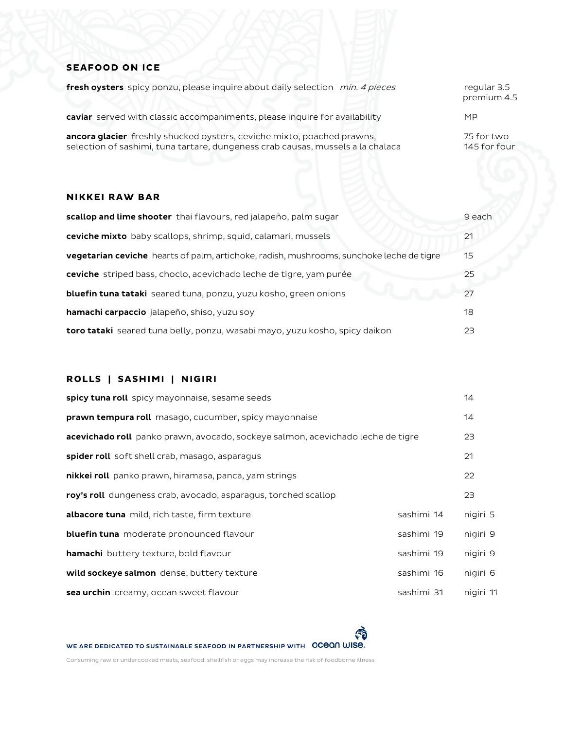## SEAFOOD ON ICE

**fresh oysters** spicy ponzu, please inquire about daily selection *min. 4 pieces* — regular 3.5, premium 4.5

**caviar** served with classic accompaniments, please inquire for availability — MP

**ancora glacier** freshly shucked oysters, ceviche mixto, poached prawns, selection of sashimi, tuna tartare, dungeness crab causas, mussels a la chalaca — 75 for two, 145 for four

## NIKKEI RAW BAR

**scallop and lime shooter** thai flavours, red jalapeño, palm sugar — 9 each

**ceviche mixto** baby scallops, shrimp, squid, calamari, mussels — 21

**vegetarian ceviche** hearts of palm, artichoke, radish, mushrooms, sunchoke leche de tigre — 15

**ceviche** striped bass, choclo, acevichado leche de tigre, yam purée — 25

**bluefin tuna tataki** seared tuna, ponzu, yuzu kosho, green onions — 27

**hamachi carpaccio** jalapeño, shiso, yuzu soy — 18

**toro tataki** seared tuna belly, ponzu, wasabi mayo, yuzu kosho, spicy daikon — 23

## ROLLS | SASHIMI | NIGIRI

**spicy tuna roll** spicy mayonnaise, sesame seeds — 14

**prawn tempura roll** masago, cucumber, spicy mayonnaise — 14

**acevichado roll** panko prawn, avocado, sockeye salmon, acevichado leche de tigre — 23

**spider roll** soft shell crab, masago, asparagus — 21

**nikkei roll** panko prawn, hiramasa, panca, yam strings — 22

**roy's roll** dungeness crab, avocado, asparagus, torched scallop — 23

| | | |
|---|---|---|
| **albacore tuna** mild, rich taste, firm texture | sashimi 14 | nigiri 5 |
| **bluefin tuna** moderate pronounced flavour | sashimi 19 | nigiri 9 |
| **hamachi** buttery texture, bold flavour | sashimi 19 | nigiri 9 |
| **wild sockeye salmon** dense, buttery texture | sashimi 16 | nigiri 6 |
| **sea urchin** creamy, ocean sweet flavour | sashimi 31 | nigiri 11 |

**WE ARE DEDICATED TO SUSTAINABLE SEAFOOD IN PARTNERSHIP WITH** ocean wise.

Consuming raw or undercooked meats, seafood, shellfish or eggs may increase the risk of foodborne illness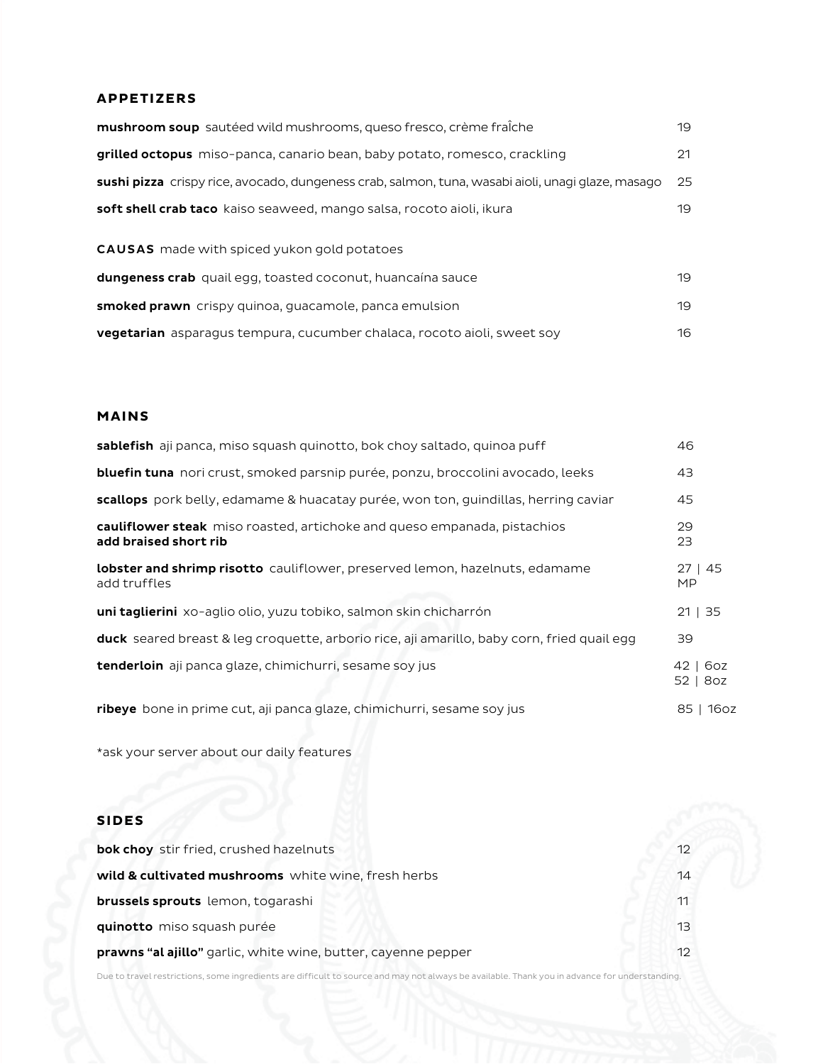## APPETIZERS

**mushroom soup** sautéed wild mushrooms, queso fresco, crème fraÎche 19

**grilled octopus** miso-panca, canario bean, baby potato, romesco, crackling 21

**sushi pizza** crispy rice, avocado, dungeness crab, salmon, tuna, wasabi aioli, unagi glaze, masago 25

**soft shell crab taco** kaiso seaweed, mango salsa, rocoto aioli, ikura 19

**CAUSAS** made with spiced yukon gold potatoes

**dungeness crab** quail egg, toasted coconut, huancaína sauce 19

**smoked prawn** crispy quinoa, guacamole, panca emulsion 19

**vegetarian** asparagus tempura, cucumber chalaca, rocoto aioli, sweet soy 16

## MAINS

**sablefish** aji panca, miso squash quinotto, bok choy saltado, quinoa puff 46

**bluefin tuna** nori crust, smoked parsnip purée, ponzu, broccolini avocado, leeks 43

**scallops** pork belly, edamame & huacatay purée, won ton, guindillas, herring caviar 45

**cauliflower steak** miso roasted, artichoke and queso empanada, pistachios 29
**add braised short rib** 23

**lobster and shrimp risotto** cauliflower, preserved lemon, hazelnuts, edamame 27 | 45
add truffles MP

**uni taglierini** xo-aglio olio, yuzu tobiko, salmon skin chicharrón 21 | 35

**duck** seared breast & leg croquette, arborio rice, aji amarillo, baby corn, fried quail egg 39

**tenderloin** aji panca glaze, chimichurri, sesame soy jus 42 | 6oz
52 | 8oz

**ribeye** bone in prime cut, aji panca glaze, chimichurri, sesame soy jus 85 | 16oz

*ask your server about our daily features

## SIDES

**bok choy** stir fried, crushed hazelnuts 12

**wild & cultivated mushrooms** white wine, fresh herbs 14

**brussels sprouts** lemon, togarashi 11

**quinotto** miso squash purée 13

**prawns "al ajillo"** garlic, white wine, butter, cayenne pepper 12

Due to travel restrictions, some ingredients are difficult to source and may not always be available. Thank you in advance for understanding.